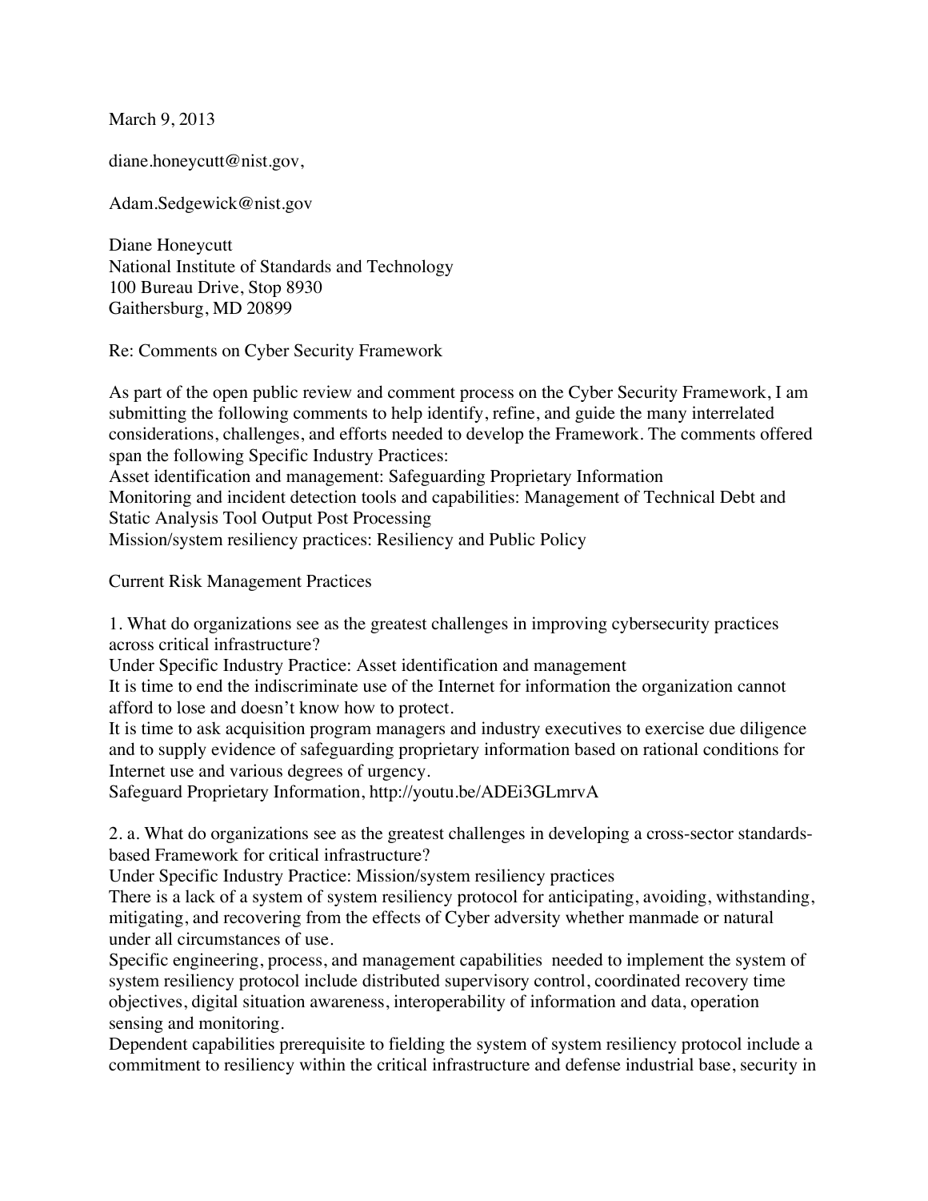March 9, 2013

diane.honeycutt@nist.gov,

Adam.Sedgewick@nist.gov

Diane Honeycutt
National Institute of Standards and Technology
100 Bureau Drive, Stop 8930
Gaithersburg, MD 20899

Re: Comments on Cyber Security Framework

As part of the open public review and comment process on the Cyber Security Framework, I am submitting the following comments to help identify, refine, and guide the many interrelated considerations, challenges, and efforts needed to develop the Framework. The comments offered span the following Specific Industry Practices:
Asset identification and management: Safeguarding Proprietary Information
Monitoring and incident detection tools and capabilities: Management of Technical Debt and Static Analysis Tool Output Post Processing
Mission/system resiliency practices: Resiliency and Public Policy

Current Risk Management Practices

1. What do organizations see as the greatest challenges in improving cybersecurity practices across critical infrastructure?
Under Specific Industry Practice: Asset identification and management
It is time to end the indiscriminate use of the Internet for information the organization cannot afford to lose and doesn't know how to protect.
It is time to ask acquisition program managers and industry executives to exercise due diligence and to supply evidence of safeguarding proprietary information based on rational conditions for Internet use and various degrees of urgency.
Safeguard Proprietary Information, http://youtu.be/ADEi3GLmrvA

2. a. What do organizations see as the greatest challenges in developing a cross-sector standards-based Framework for critical infrastructure?
Under Specific Industry Practice: Mission/system resiliency practices
There is a lack of a system of system resiliency protocol for anticipating, avoiding, withstanding, mitigating, and recovering from the effects of Cyber adversity whether manmade or natural under all circumstances of use.
Specific engineering, process, and management capabilities needed to implement the system of system resiliency protocol include distributed supervisory control, coordinated recovery time objectives, digital situation awareness, interoperability of information and data, operation sensing and monitoring.
Dependent capabilities prerequisite to fielding the system of system resiliency protocol include a commitment to resiliency within the critical infrastructure and defense industrial base, security in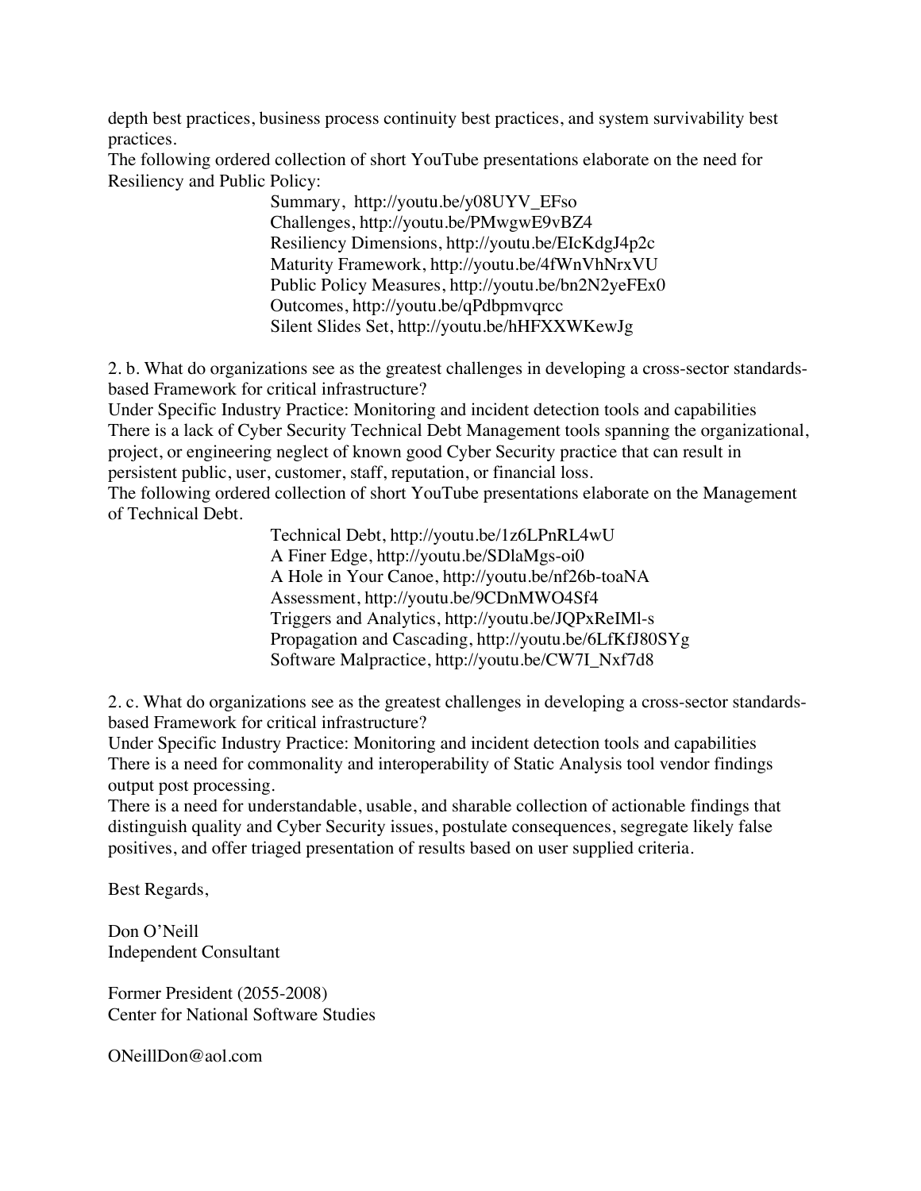depth best practices, business process continuity best practices, and system survivability best practices.

The following ordered collection of short YouTube presentations elaborate on the need for Resiliency and Public Policy:

Summary, http://youtu.be/y08UYV_EFso  
Challenges, http://youtu.be/PMwgwE9vBZ4  
Resiliency Dimensions, http://youtu.be/EIcKdgJ4p2c  
Maturity Framework, http://youtu.be/4fWnVhNrxVU  
Public Policy Measures, http://youtu.be/bn2N2yeFEx0  
Outcomes, http://youtu.be/qPdbpmvqrcc  
Silent Slides Set, http://youtu.be/hHFXXWKewJg

2. b. What do organizations see as the greatest challenges in developing a cross-sector standards-based Framework for critical infrastructure?

Under Specific Industry Practice: Monitoring and incident detection tools and capabilities

There is a lack of Cyber Security Technical Debt Management tools spanning the organizational, project, or engineering neglect of known good Cyber Security practice that can result in persistent public, user, customer, staff, reputation, or financial loss.

The following ordered collection of short YouTube presentations elaborate on the Management of Technical Debt.

Technical Debt, http://youtu.be/1z6LPnRL4wU  
A Finer Edge, http://youtu.be/SDlaMgs-oi0  
A Hole in Your Canoe, http://youtu.be/nf26b-toaNA  
Assessment, http://youtu.be/9CDnMWO4Sf4  
Triggers and Analytics, http://youtu.be/JQPxReIMl-s  
Propagation and Cascading, http://youtu.be/6LfKfJ80SYg  
Software Malpractice, http://youtu.be/CW7I_Nxf7d8

2. c. What do organizations see as the greatest challenges in developing a cross-sector standards-based Framework for critical infrastructure?

Under Specific Industry Practice: Monitoring and incident detection tools and capabilities

There is a need for commonality and interoperability of Static Analysis tool vendor findings output post processing.

There is a need for understandable, usable, and sharable collection of actionable findings that distinguish quality and Cyber Security issues, postulate consequences, segregate likely false positives, and offer triaged presentation of results based on user supplied criteria.

Best Regards,

Don O'Neill  
Independent Consultant

Former President (2055-2008)  
Center for National Software Studies

ONeillDon@aol.com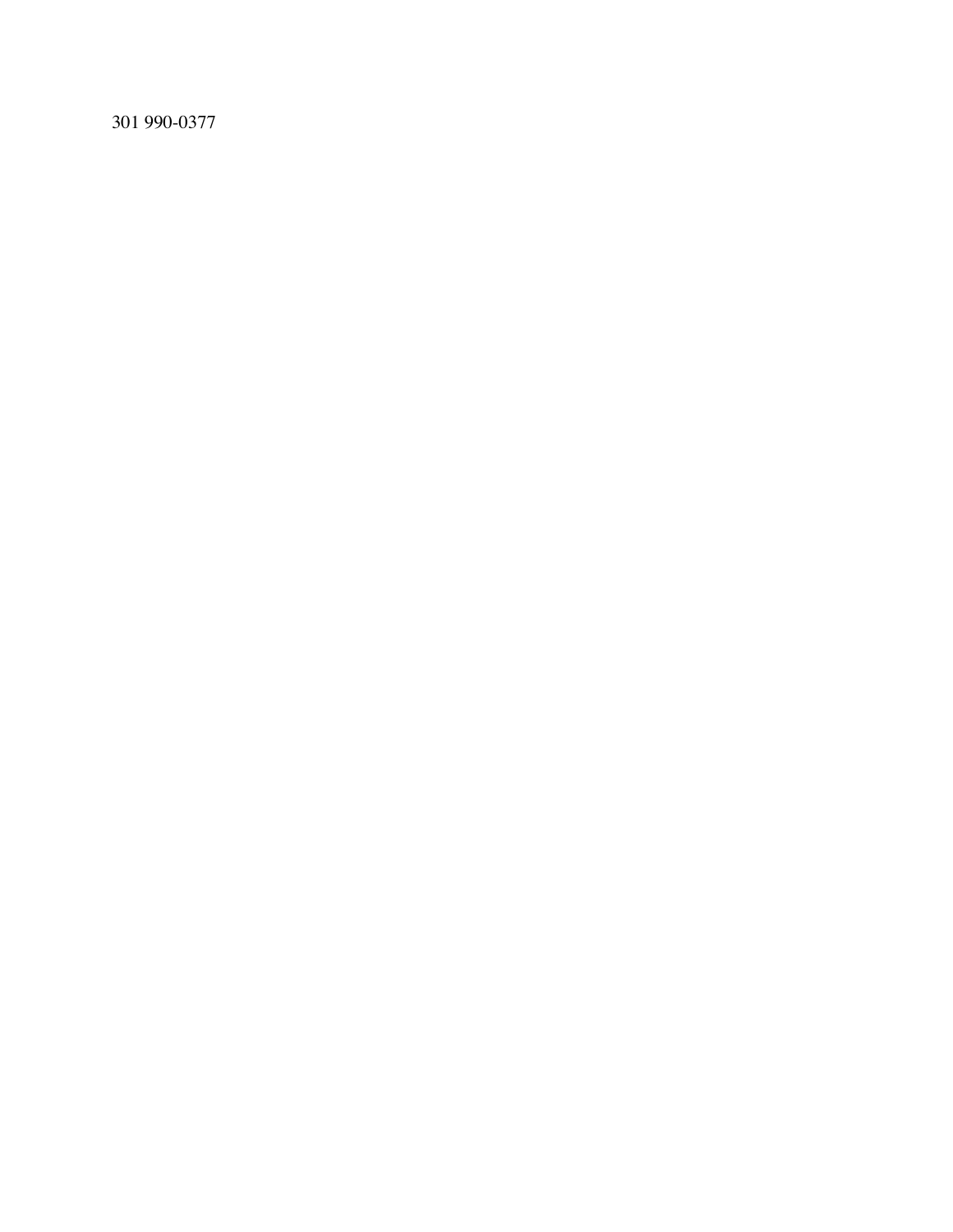301 990-0377